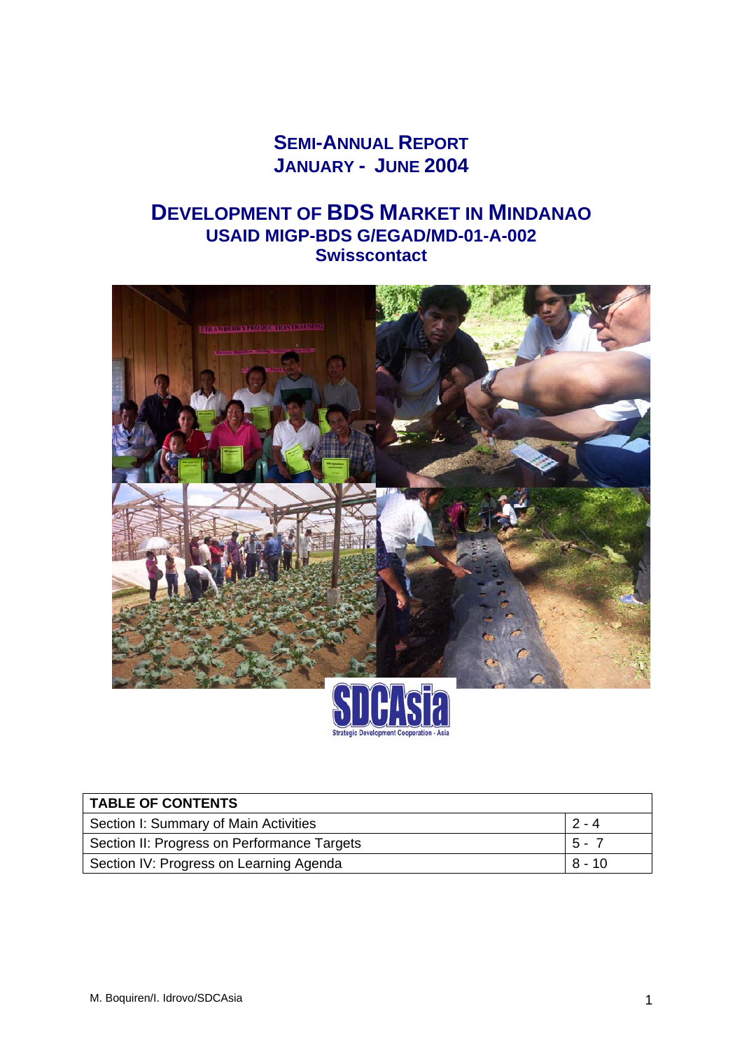# SEMI-ANNUAL REPORT
## JANUARY - JUNE 2004

# DEVELOPMENT OF BDS MARKET IN MINDANAO
### USAID MIGP-BDS G/EGAD/MD-01-A-002
### Swisscontact

SDCAsia
Strategic Development Cooperation - Asia

| TABLE OF CONTENTS | |
|---|---|
| Section I: Summary of Main Activities | 2 - 4 |
| Section II: Progress on Performance Targets | 5 - 7 |
| Section IV: Progress on Learning Agenda | 8 - 10 |

M. Boquiren/I. Idrovo/SDCAsia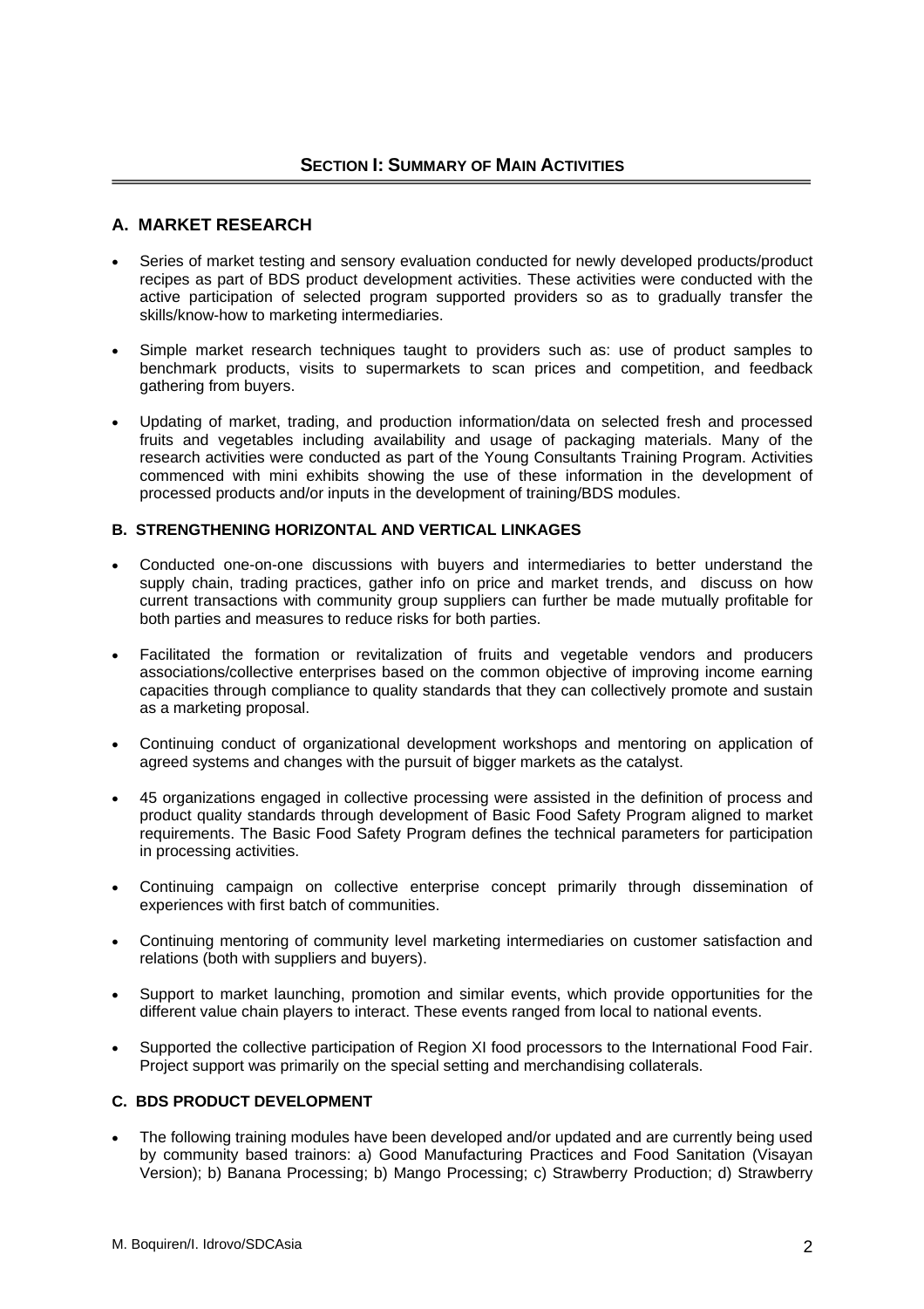## Section I: Summary of Main Activities

### A. MARKET RESEARCH

- Series of market testing and sensory evaluation conducted for newly developed products/product recipes as part of BDS product development activities. These activities were conducted with the active participation of selected program supported providers so as to gradually transfer the skills/know-how to marketing intermediaries.
- Simple market research techniques taught to providers such as: use of product samples to benchmark products, visits to supermarkets to scan prices and competition, and feedback gathering from buyers.
- Updating of market, trading, and production information/data on selected fresh and processed fruits and vegetables including availability and usage of packaging materials. Many of the research activities were conducted as part of the Young Consultants Training Program. Activities commenced with mini exhibits showing the use of these information in the development of processed products and/or inputs in the development of training/BDS modules.

### B. STRENGTHENING HORIZONTAL AND VERTICAL LINKAGES

- Conducted one-on-one discussions with buyers and intermediaries to better understand the supply chain, trading practices, gather info on price and market trends, and discuss on how current transactions with community group suppliers can further be made mutually profitable for both parties and measures to reduce risks for both parties.
- Facilitated the formation or revitalization of fruits and vegetable vendors and producers associations/collective enterprises based on the common objective of improving income earning capacities through compliance to quality standards that they can collectively promote and sustain as a marketing proposal.
- Continuing conduct of organizational development workshops and mentoring on application of agreed systems and changes with the pursuit of bigger markets as the catalyst.
- 45 organizations engaged in collective processing were assisted in the definition of process and product quality standards through development of Basic Food Safety Program aligned to market requirements. The Basic Food Safety Program defines the technical parameters for participation in processing activities.
- Continuing campaign on collective enterprise concept primarily through dissemination of experiences with first batch of communities.
- Continuing mentoring of community level marketing intermediaries on customer satisfaction and relations (both with suppliers and buyers).
- Support to market launching, promotion and similar events, which provide opportunities for the different value chain players to interact. These events ranged from local to national events.
- Supported the collective participation of Region XI food processors to the International Food Fair. Project support was primarily on the special setting and merchandising collaterals.

### C. BDS PRODUCT DEVELOPMENT

- The following training modules have been developed and/or updated and are currently being used by community based trainors: a) Good Manufacturing Practices and Food Sanitation (Visayan Version); b) Banana Processing; b) Mango Processing; c) Strawberry Production; d) Strawberry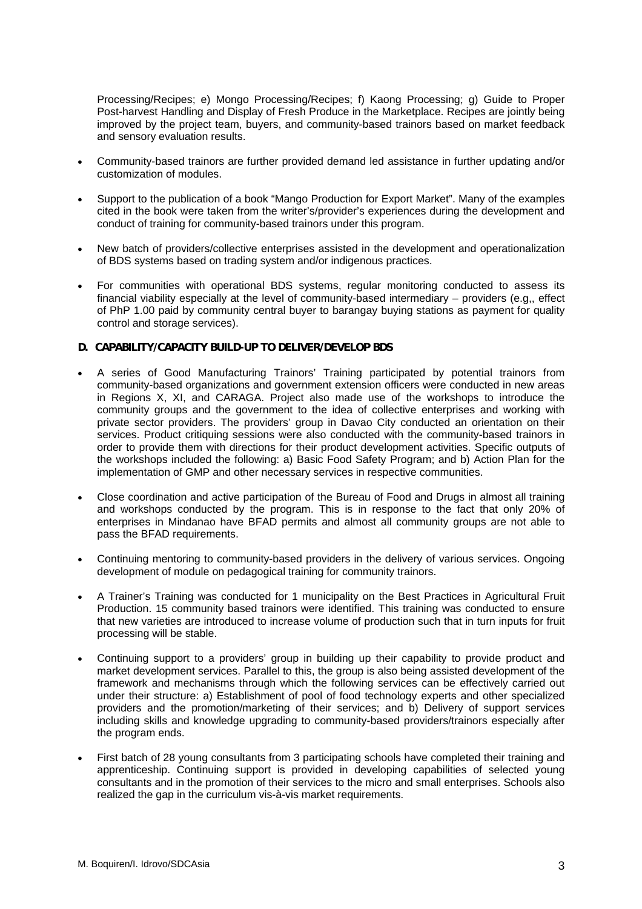Processing/Recipes; e) Mongo Processing/Recipes; f) Kaong Processing; g) Guide to Proper Post-harvest Handling and Display of Fresh Produce in the Marketplace. Recipes are jointly being improved by the project team, buyers, and community-based trainors based on market feedback and sensory evaluation results.

- Community-based trainors are further provided demand led assistance in further updating and/or customization of modules.
- Support to the publication of a book "Mango Production for Export Market". Many of the examples cited in the book were taken from the writer's/provider's experiences during the development and conduct of training for community-based trainors under this program.
- New batch of providers/collective enterprises assisted in the development and operationalization of BDS systems based on trading system and/or indigenous practices.
- For communities with operational BDS systems, regular monitoring conducted to assess its financial viability especially at the level of community-based intermediary – providers (e.g,, effect of PhP 1.00 paid by community central buyer to barangay buying stations as payment for quality control and storage services).

**D. CAPABILITY/CAPACITY BUILD-UP TO DELIVER/DEVELOP BDS**

- A series of Good Manufacturing Trainors' Training participated by potential trainors from community-based organizations and government extension officers were conducted in new areas in Regions X, XI, and CARAGA. Project also made use of the workshops to introduce the community groups and the government to the idea of collective enterprises and working with private sector providers. The providers' group in Davao City conducted an orientation on their services. Product critiquing sessions were also conducted with the community-based trainors in order to provide them with directions for their product development activities. Specific outputs of the workshops included the following: a) Basic Food Safety Program; and b) Action Plan for the implementation of GMP and other necessary services in respective communities.
- Close coordination and active participation of the Bureau of Food and Drugs in almost all training and workshops conducted by the program. This is in response to the fact that only 20% of enterprises in Mindanao have BFAD permits and almost all community groups are not able to pass the BFAD requirements.
- Continuing mentoring to community-based providers in the delivery of various services. Ongoing development of module on pedagogical training for community trainors.
- A Trainer's Training was conducted for 1 municipality on the Best Practices in Agricultural Fruit Production. 15 community based trainors were identified. This training was conducted to ensure that new varieties are introduced to increase volume of production such that in turn inputs for fruit processing will be stable.
- Continuing support to a providers' group in building up their capability to provide product and market development services. Parallel to this, the group is also being assisted development of the framework and mechanisms through which the following services can be effectively carried out under their structure: a) Establishment of pool of food technology experts and other specialized providers and the promotion/marketing of their services; and b) Delivery of support services including skills and knowledge upgrading to community-based providers/trainors especially after the program ends.
- First batch of 28 young consultants from 3 participating schools have completed their training and apprenticeship. Continuing support is provided in developing capabilities of selected young consultants and in the promotion of their services to the micro and small enterprises. Schools also realized the gap in the curriculum vis-à-vis market requirements.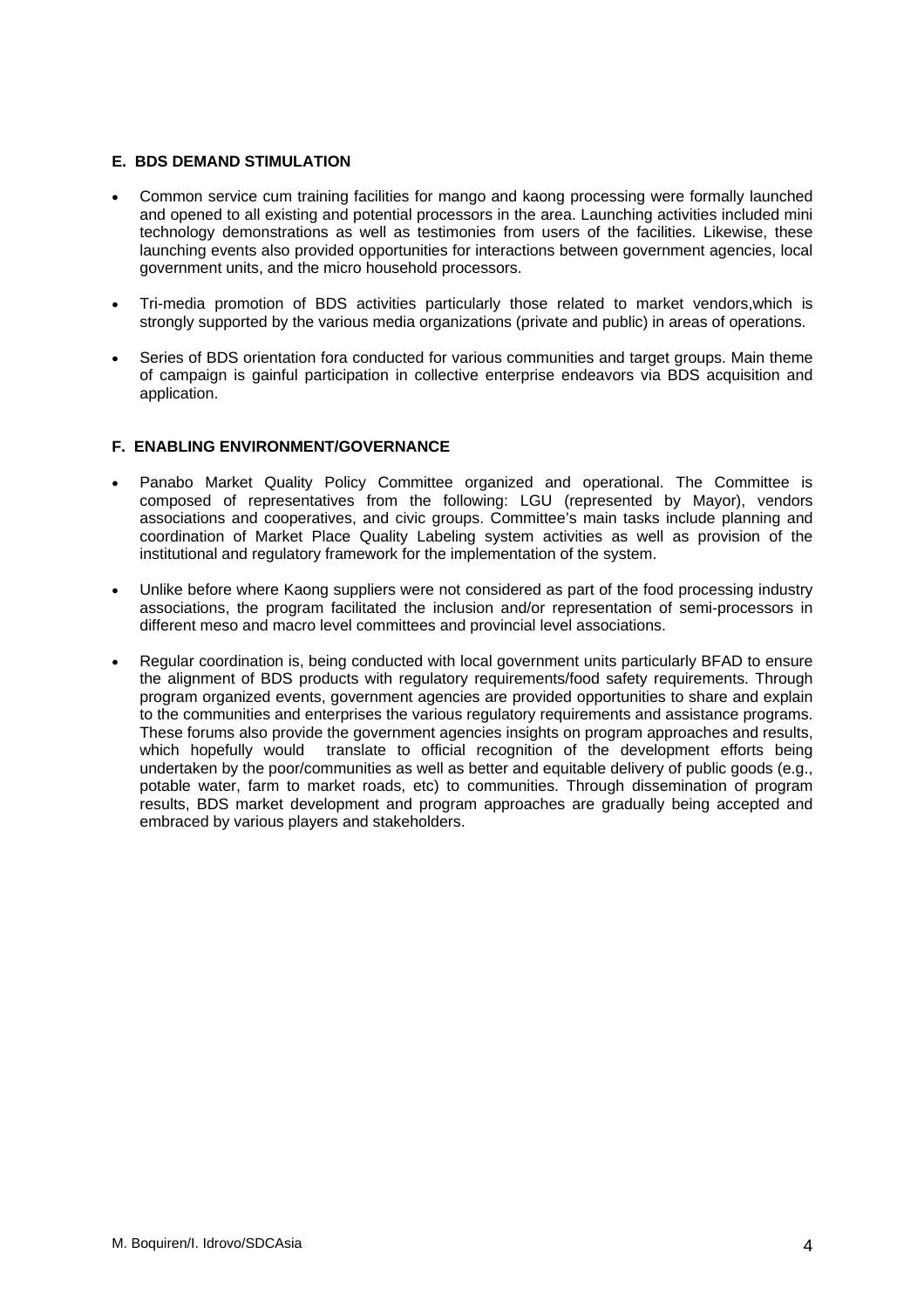### E. BDS DEMAND STIMULATION

- Common service cum training facilities for mango and kaong processing were formally launched and opened to all existing and potential processors in the area. Launching activities included mini technology demonstrations as well as testimonies from users of the facilities. Likewise, these launching events also provided opportunities for interactions between government agencies, local government units, and the micro household processors.
- Tri-media promotion of BDS activities particularly those related to market vendors,which is strongly supported by the various media organizations (private and public) in areas of operations.
- Series of BDS orientation fora conducted for various communities and target groups. Main theme of campaign is gainful participation in collective enterprise endeavors via BDS acquisition and application.

### F. ENABLING ENVIRONMENT/GOVERNANCE

- Panabo Market Quality Policy Committee organized and operational. The Committee is composed of representatives from the following: LGU (represented by Mayor), vendors associations and cooperatives, and civic groups. Committee's main tasks include planning and coordination of Market Place Quality Labeling system activities as well as provision of the institutional and regulatory framework for the implementation of the system.
- Unlike before where Kaong suppliers were not considered as part of the food processing industry associations, the program facilitated the inclusion and/or representation of semi-processors in different meso and macro level committees and provincial level associations.
- Regular coordination is, being conducted with local government units particularly BFAD to ensure the alignment of BDS products with regulatory requirements/food safety requirements. Through program organized events, government agencies are provided opportunities to share and explain to the communities and enterprises the various regulatory requirements and assistance programs. These forums also provide the government agencies insights on program approaches and results, which hopefully would translate to official recognition of the development efforts being undertaken by the poor/communities as well as better and equitable delivery of public goods (e.g., potable water, farm to market roads, etc) to communities. Through dissemination of program results, BDS market development and program approaches are gradually being accepted and embraced by various players and stakeholders.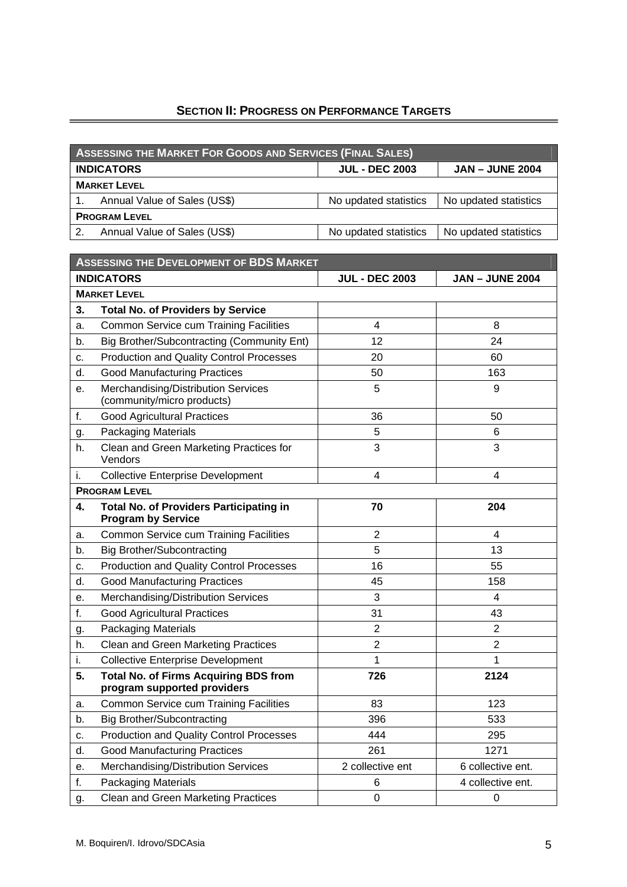## SECTION II: PROGRESS ON PERFORMANCE TARGETS

| ASSESSING THE MARKET FOR GOODS AND SERVICES (FINAL SALES) | | | |
|---|---|---|---|
| **INDICATORS** | | **JUL - DEC 2003** | **JAN – JUNE 2004** |
| **MARKET LEVEL** | | | |
| 1. | Annual Value of Sales (US$) | No updated statistics | No updated statistics |
| **PROGRAM LEVEL** | | | |
| 2. | Annual Value of Sales (US$) | No updated statistics | No updated statistics |

| ASSESSING THE DEVELOPMENT OF BDS MARKET | | | |
|---|---|---|---|
| **INDICATORS** | | **JUL - DEC 2003** | **JAN – JUNE 2004** |
| **MARKET LEVEL** | | | |
| **3.** | **Total No. of Providers by Service** | | |
| a. | Common Service cum Training Facilities | 4 | 8 |
| b. | Big Brother/Subcontracting (Community Ent) | 12 | 24 |
| c. | Production and Quality Control Processes | 20 | 60 |
| d. | Good Manufacturing Practices | 50 | 163 |
| e. | Merchandising/Distribution Services (community/micro products) | 5 | 9 |
| f. | Good Agricultural Practices | 36 | 50 |
| g. | Packaging Materials | 5 | 6 |
| h. | Clean and Green Marketing Practices for Vendors | 3 | 3 |
| i. | Collective Enterprise Development | 4 | 4 |
| **PROGRAM LEVEL** | | | |
| **4.** | **Total No. of Providers Participating in Program by Service** | **70** | **204** |
| a. | Common Service cum Training Facilities | 2 | 4 |
| b. | Big Brother/Subcontracting | 5 | 13 |
| c. | Production and Quality Control Processes | 16 | 55 |
| d. | Good Manufacturing Practices | 45 | 158 |
| e. | Merchandising/Distribution Services | 3 | 4 |
| f. | Good Agricultural Practices | 31 | 43 |
| g. | Packaging Materials | 2 | 2 |
| h. | Clean and Green Marketing Practices | 2 | 2 |
| i. | Collective Enterprise Development | 1 | 1 |
| **5.** | **Total No. of Firms Acquiring BDS from program supported providers** | **726** | **2124** |
| a. | Common Service cum Training Facilities | 83 | 123 |
| b. | Big Brother/Subcontracting | 396 | 533 |
| c. | Production and Quality Control Processes | 444 | 295 |
| d. | Good Manufacturing Practices | 261 | 1271 |
| e. | Merchandising/Distribution Services | 2 collective ent | 6 collective ent. |
| f. | Packaging Materials | 6 | 4 collective ent. |
| g. | Clean and Green Marketing Practices | 0 | 0 |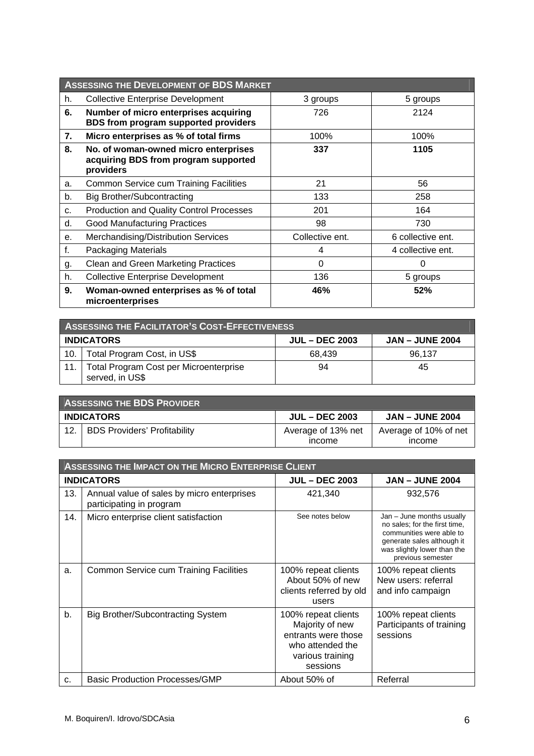| **ASSESSING THE DEVELOPMENT OF BDS MARKET** | | | |
|---|---|---|---|
| h. | Collective Enterprise Development | 3 groups | 5 groups |
| **6.** | **Number of micro enterprises acquiring BDS from program supported providers** | 726 | 2124 |
| **7.** | **Micro enterprises as % of total firms** | 100% | 100% |
| **8.** | **No. of woman-owned micro enterprises acquiring BDS from program supported providers** | **337** | **1105** |
| a. | Common Service cum Training Facilities | 21 | 56 |
| b. | Big Brother/Subcontracting | 133 | 258 |
| c. | Production and Quality Control Processes | 201 | 164 |
| d. | Good Manufacturing Practices | 98 | 730 |
| e. | Merchandising/Distribution Services | Collective ent. | 6 collective ent. |
| f. | Packaging Materials | 4 | 4 collective ent. |
| g. | Clean and Green Marketing Practices | 0 | 0 |
| h. | Collective Enterprise Development | 136 | 5 groups |
| **9.** | **Woman-owned enterprises as % of total microenterprises** | **46%** | **52%** |

| **ASSESSING THE FACILITATOR'S COST-EFFECTIVENESS** | | | |
|---|---|---|---|
| **INDICATORS** | | **JUL – DEC 2003** | **JAN – JUNE 2004** |
| 10. | Total Program Cost, in US$ | 68,439 | 96,137 |
| 11. | Total Program Cost per Microenterprise served, in US$ | 94 | 45 |

| **ASSESSING THE BDS PROVIDER** | | | |
|---|---|---|---|
| **INDICATORS** | | **JUL – DEC 2003** | **JAN – JUNE 2004** |
| 12. | BDS Providers' Profitability | Average of 13% net income | Average of 10% of net income |

| **ASSESSING THE IMPACT ON THE MICRO ENTERPRISE CLIENT** | | | |
|---|---|---|---|
| **INDICATORS** | | **JUL – DEC 2003** | **JAN – JUNE 2004** |
| 13. | Annual value of sales by micro enterprises participating in program | 421,340 | 932,576 |
| 14. | Micro enterprise client satisfaction | See notes below | Jan – June months usually no sales; for the first time, communities were able to generate sales although it was slightly lower than the previous semester |
| a. | Common Service cum Training Facilities | 100% repeat clients About 50% of new clients referred by old users | 100% repeat clients New users: referral and info campaign |
| b. | Big Brother/Subcontracting System | 100% repeat clients Majority of new entrants were those who attended the various training sessions | 100% repeat clients Participants of training sessions |
| c. | Basic Production Processes/GMP | About 50% of | Referral |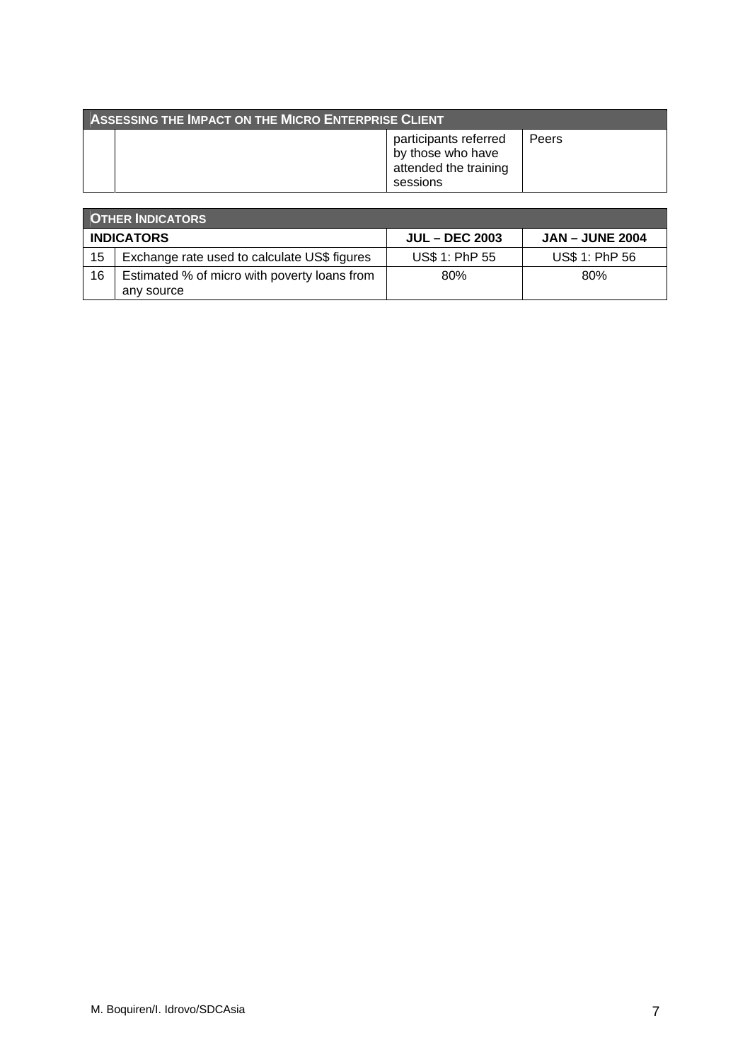| ASSESSING THE IMPACT ON THE MICRO ENTERPRISE CLIENT | | | |
|---|---|---|---|
| | | participants referred by those who have attended the training sessions | Peers |

| OTHER INDICATORS | | | |
|---|---|---|---|
| **INDICATORS** | | **JUL – DEC 2003** | **JAN – JUNE 2004** |
| 15 | Exchange rate used to calculate US$ figures | US$ 1: PhP 55 | US$ 1: PhP 56 |
| 16 | Estimated % of micro with poverty loans from any source | 80% | 80% |

M. Boquiren/I. Idrovo/SDCAsia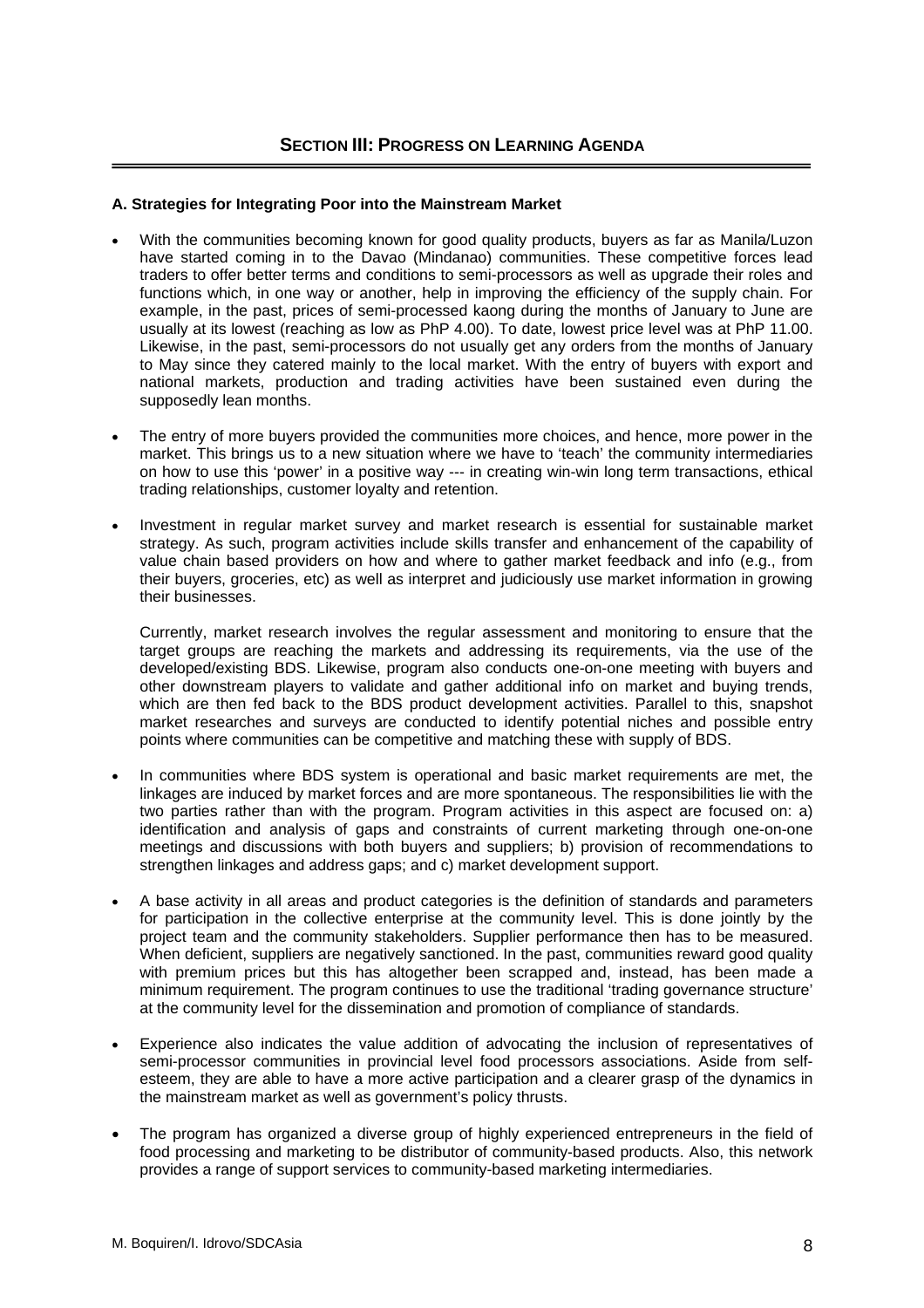## SECTION III: PROGRESS ON LEARNING AGENDA

**A. Strategies for Integrating Poor into the Mainstream Market**

- With the communities becoming known for good quality products, buyers as far as Manila/Luzon have started coming in to the Davao (Mindanao) communities. These competitive forces lead traders to offer better terms and conditions to semi-processors as well as upgrade their roles and functions which, in one way or another, help in improving the efficiency of the supply chain. For example, in the past, prices of semi-processed kaong during the months of January to June are usually at its lowest (reaching as low as PhP 4.00). To date, lowest price level was at PhP 11.00. Likewise, in the past, semi-processors do not usually get any orders from the months of January to May since they catered mainly to the local market. With the entry of buyers with export and national markets, production and trading activities have been sustained even during the supposedly lean months.

- The entry of more buyers provided the communities more choices, and hence, more power in the market. This brings us to a new situation where we have to 'teach' the community intermediaries on how to use this 'power' in a positive way --- in creating win-win long term transactions, ethical trading relationships, customer loyalty and retention.

- Investment in regular market survey and market research is essential for sustainable market strategy. As such, program activities include skills transfer and enhancement of the capability of value chain based providers on how and where to gather market feedback and info (e.g., from their buyers, groceries, etc) as well as interpret and judiciously use market information in growing their businesses.

  Currently, market research involves the regular assessment and monitoring to ensure that the target groups are reaching the markets and addressing its requirements, via the use of the developed/existing BDS. Likewise, program also conducts one-on-one meeting with buyers and other downstream players to validate and gather additional info on market and buying trends, which are then fed back to the BDS product development activities. Parallel to this, snapshot market researches and surveys are conducted to identify potential niches and possible entry points where communities can be competitive and matching these with supply of BDS.

- In communities where BDS system is operational and basic market requirements are met, the linkages are induced by market forces and are more spontaneous. The responsibilities lie with the two parties rather than with the program. Program activities in this aspect are focused on: a) identification and analysis of gaps and constraints of current marketing through one-on-one meetings and discussions with both buyers and suppliers; b) provision of recommendations to strengthen linkages and address gaps; and c) market development support.

- A base activity in all areas and product categories is the definition of standards and parameters for participation in the collective enterprise at the community level. This is done jointly by the project team and the community stakeholders. Supplier performance then has to be measured. When deficient, suppliers are negatively sanctioned. In the past, communities reward good quality with premium prices but this has altogether been scrapped and, instead, has been made a minimum requirement. The program continues to use the traditional 'trading governance structure' at the community level for the dissemination and promotion of compliance of standards.

- Experience also indicates the value addition of advocating the inclusion of representatives of semi-processor communities in provincial level food processors associations. Aside from self-esteem, they are able to have a more active participation and a clearer grasp of the dynamics in the mainstream market as well as government's policy thrusts.

- The program has organized a diverse group of highly experienced entrepreneurs in the field of food processing and marketing to be distributor of community-based products. Also, this network provides a range of support services to community-based marketing intermediaries.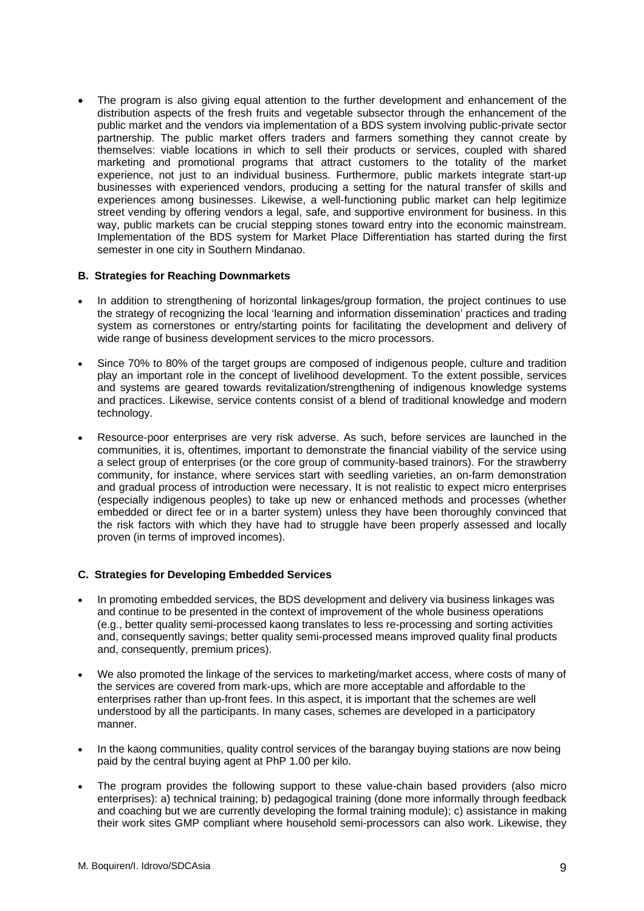- The program is also giving equal attention to the further development and enhancement of the distribution aspects of the fresh fruits and vegetable subsector through the enhancement of the public market and the vendors via implementation of a BDS system involving public-private sector partnership. The public market offers traders and farmers something they cannot create by themselves: viable locations in which to sell their products or services, coupled with shared marketing and promotional programs that attract customers to the totality of the market experience, not just to an individual business. Furthermore, public markets integrate start-up businesses with experienced vendors, producing a setting for the natural transfer of skills and experiences among businesses. Likewise, a well-functioning public market can help legitimize street vending by offering vendors a legal, safe, and supportive environment for business. In this way, public markets can be crucial stepping stones toward entry into the economic mainstream. Implementation of the BDS system for Market Place Differentiation has started during the first semester in one city in Southern Mindanao.

**B. Strategies for Reaching Downmarkets**

- In addition to strengthening of horizontal linkages/group formation, the project continues to use the strategy of recognizing the local 'learning and information dissemination' practices and trading system as cornerstones or entry/starting points for facilitating the development and delivery of wide range of business development services to the micro processors.
- Since 70% to 80% of the target groups are composed of indigenous people, culture and tradition play an important role in the concept of livelihood development. To the extent possible, services and systems are geared towards revitalization/strengthening of indigenous knowledge systems and practices. Likewise, service contents consist of a blend of traditional knowledge and modern technology.
- Resource-poor enterprises are very risk adverse. As such, before services are launched in the communities, it is, oftentimes, important to demonstrate the financial viability of the service using a select group of enterprises (or the core group of community-based trainors). For the strawberry community, for instance, where services start with seedling varieties, an on-farm demonstration and gradual process of introduction were necessary. It is not realistic to expect micro enterprises (especially indigenous peoples) to take up new or enhanced methods and processes (whether embedded or direct fee or in a barter system) unless they have been thoroughly convinced that the risk factors with which they have had to struggle have been properly assessed and locally proven (in terms of improved incomes).

**C. Strategies for Developing Embedded Services**

- In promoting embedded services, the BDS development and delivery via business linkages was and continue to be presented in the context of improvement of the whole business operations (e.g., better quality semi-processed kaong translates to less re-processing and sorting activities and, consequently savings; better quality semi-processed means improved quality final products and, consequently, premium prices).
- We also promoted the linkage of the services to marketing/market access, where costs of many of the services are covered from mark-ups, which are more acceptable and affordable to the enterprises rather than up-front fees. In this aspect, it is important that the schemes are well understood by all the participants. In many cases, schemes are developed in a participatory manner.
- In the kaong communities, quality control services of the barangay buying stations are now being paid by the central buying agent at PhP 1.00 per kilo.
- The program provides the following support to these value-chain based providers (also micro enterprises): a) technical training; b) pedagogical training (done more informally through feedback and coaching but we are currently developing the formal training module); c) assistance in making their work sites GMP compliant where household semi-processors can also work. Likewise, they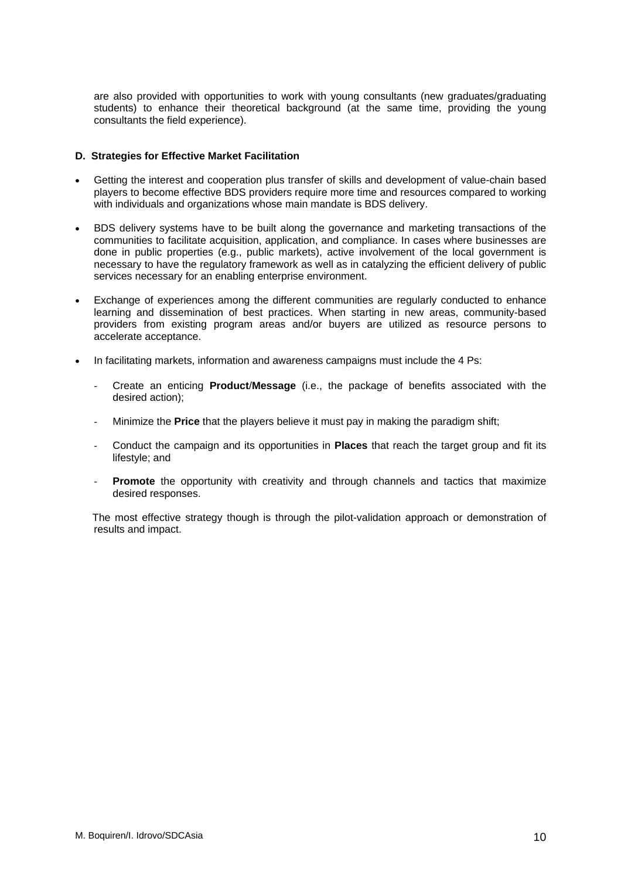are also provided with opportunities to work with young consultants (new graduates/graduating students) to enhance their theoretical background (at the same time, providing the young consultants the field experience).

### D. Strategies for Effective Market Facilitation

- Getting the interest and cooperation plus transfer of skills and development of value-chain based players to become effective BDS providers require more time and resources compared to working with individuals and organizations whose main mandate is BDS delivery.

- BDS delivery systems have to be built along the governance and marketing transactions of the communities to facilitate acquisition, application, and compliance. In cases where businesses are done in public properties (e.g., public markets), active involvement of the local government is necessary to have the regulatory framework as well as in catalyzing the efficient delivery of public services necessary for an enabling enterprise environment.

- Exchange of experiences among the different communities are regularly conducted to enhance learning and dissemination of best practices. When starting in new areas, community-based providers from existing program areas and/or buyers are utilized as resource persons to accelerate acceptance.

- In facilitating markets, information and awareness campaigns must include the 4 Ps:

  - Create an enticing **Product**/**Message** (i.e., the package of benefits associated with the desired action);

  - Minimize the **Price** that the players believe it must pay in making the paradigm shift;

  - Conduct the campaign and its opportunities in **Places** that reach the target group and fit its lifestyle; and

  - **Promote** the opportunity with creativity and through channels and tactics that maximize desired responses.

  The most effective strategy though is through the pilot-validation approach or demonstration of results and impact.